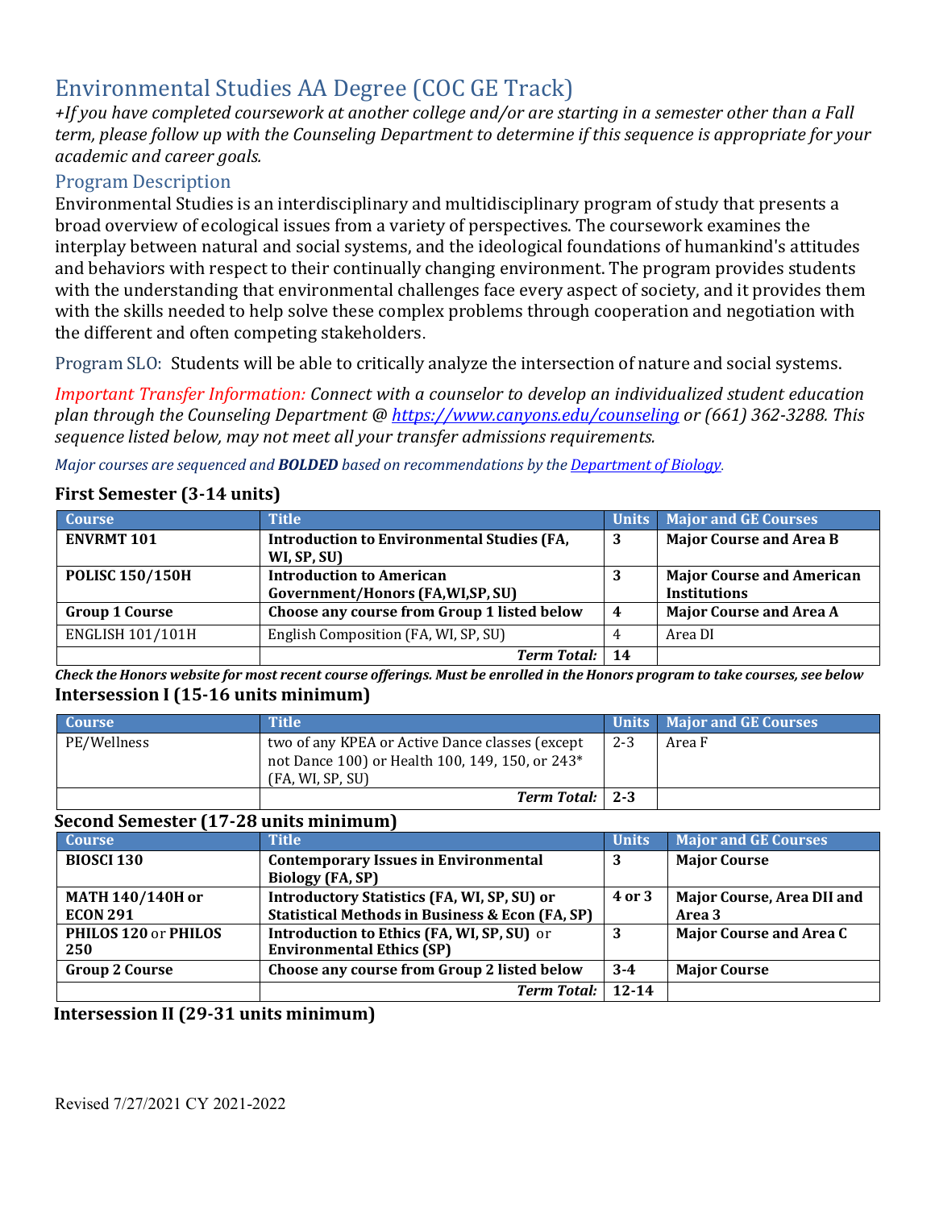# Environmental Studies AA Degree (COC GE Track)

*+If you have completed coursework at another college and/or are starting in a semester other than a Fall term, please follow up with the Counseling Department to determine if this sequence is appropriate for your academic and career goals.*

## Program Description

Environmental Studies is an interdisciplinary and multidisciplinary program of study that presents a broad overview of ecological issues from a variety of perspectives. The coursework examines the interplay between natural and social systems, and the ideological foundations of humankind's attitudes and behaviors with respect to their continually changing environment. The program provides students with the understanding that environmental challenges face every aspect of society, and it provides them with the skills needed to help solve these complex problems through cooperation and negotiation with the different and often competing stakeholders.

Program SLO: Students will be able to critically analyze the intersection of nature and social systems.

*Important Transfer Information: Connect with a counselor to develop an individualized student education plan through the Counseling Department @ [https://www.canyons.edu/counseling](https://www.canyons.edu/counseling) or (661) 362-3288. This sequence listed below, may not meet all your transfer admissions requirements.*

*Major courses are sequenced and **BOLDED** based on recommendations by the [Department of Biology](#).*

### First Semester (3-14 units)

| Course | Title | Units | Major and GE Courses |
|---|---|---|---|
| **ENVRMT 101** | **Introduction to Environmental Studies (FA, WI, SP, SU)** | **3** | **Major Course and Area B** |
| **POLISC 150/150H** | **Introduction to American Government/Honors (FA,WI,SP, SU)** | **3** | **Major Course and American Institutions** |
| **Group 1 Course** | **Choose any course from Group 1 listed below** | **4** | **Major Course and Area A** |
| ENGLISH 101/101H | English Composition (FA, WI, SP, SU) | 4 | Area DI |
| | ***Term Total:*** | **14** | |

***Check the Honors website for most recent course offerings. Must be enrolled in the Honors program to take courses, see below***

### Intersession I (15-16 units minimum)

| Course | Title | Units | Major and GE Courses |
|---|---|---|---|
| PE/Wellness | two of any KPEA or Active Dance classes (except not Dance 100) or Health 100, 149, 150, or 243* (FA, WI, SP, SU) | 2-3 | Area F |
| | ***Term Total:*** | **2-3** | |

### Second Semester (17-28 units minimum)

| Course | Title | Units | Major and GE Courses |
|---|---|---|---|
| **BIOSCI 130** | **Contemporary Issues in Environmental Biology (FA, SP)** | **3** | **Major Course** |
| **MATH 140/140H or ECON 291** | **Introductory Statistics (FA, WI, SP, SU) or Statistical Methods in Business & Econ (FA, SP)** | **4 or 3** | **Major Course, Area DII and Area 3** |
| **PHILOS 120** or **PHILOS 250** | **Introduction to Ethics (FA, WI, SP, SU)** or **Environmental Ethics (SP)** | **3** | **Major Course and Area C** |
| **Group 2 Course** | **Choose any course from Group 2 listed below** | **3-4** | **Major Course** |
| | ***Term Total:*** | **12-14** | |

### Intersession II (29-31 units minimum)

Revised 7/27/2021 CY 2021-2022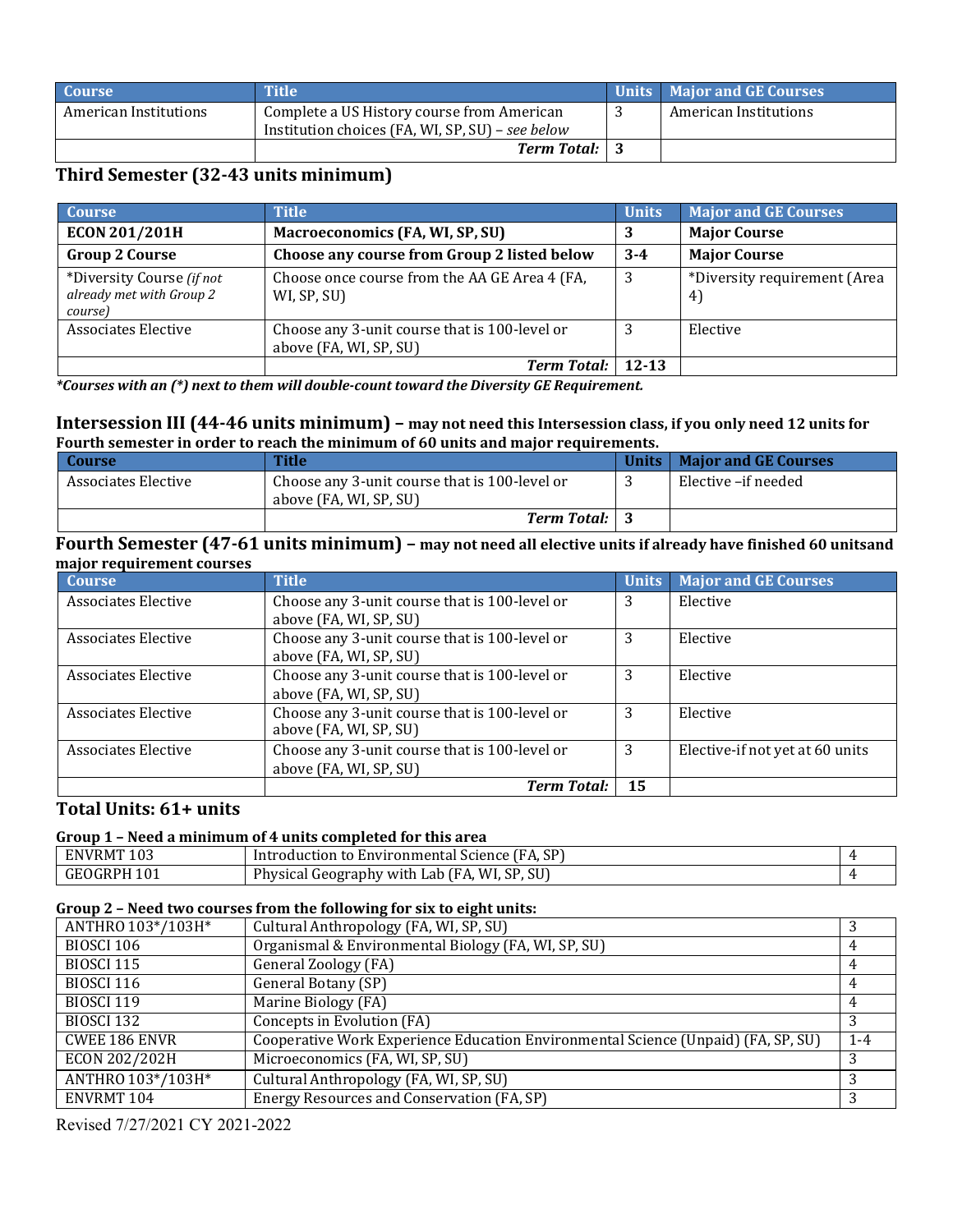| Course | Title | Units | Major and GE Courses |
|---|---|---|---|
| American Institutions | Complete a US History course from American Institution choices (FA, WI, SP, SU) – *see below* | 3 | American Institutions |
| | ***Term Total:*** | **3** | |

## Third Semester (32-43 units minimum)

| Course | Title | Units | Major and GE Courses |
|---|---|---|---|
| **ECON 201/201H** | **Macroeconomics (FA, WI, SP, SU)** | **3** | **Major Course** |
| **Group 2 Course** | **Choose any course from Group 2 listed below** | **3-4** | **Major Course** |
| *Diversity Course *(if not already met with Group 2 course)* | Choose once course from the AA GE Area 4 (FA, WI, SP, SU) | 3 | *Diversity requirement (Area 4) |
| Associates Elective | Choose any 3-unit course that is 100-level or above (FA, WI, SP, SU) | 3 | Elective |
| | ***Term Total:*** | **12-13** | |

***Courses with an (*) next to them will double-count toward the Diversity GE Requirement.***

## Intersession III (44-46 units minimum) – may not need this Intersession class, if you only need 12 units for Fourth semester in order to reach the minimum of 60 units and major requirements.

| Course | Title | Units | Major and GE Courses |
|---|---|---|---|
| Associates Elective | Choose any 3-unit course that is 100-level or above (FA, WI, SP, SU) | 3 | Elective –if needed |
| | ***Term Total:*** | **3** | |

## Fourth Semester (47-61 units minimum) – may not need all elective units if already have finished 60 unitsand major requirement courses

| Course | Title | Units | Major and GE Courses |
|---|---|---|---|
| Associates Elective | Choose any 3-unit course that is 100-level or above (FA, WI, SP, SU) | 3 | Elective |
| Associates Elective | Choose any 3-unit course that is 100-level or above (FA, WI, SP, SU) | 3 | Elective |
| Associates Elective | Choose any 3-unit course that is 100-level or above (FA, WI, SP, SU) | 3 | Elective |
| Associates Elective | Choose any 3-unit course that is 100-level or above (FA, WI, SP, SU) | 3 | Elective |
| Associates Elective | Choose any 3-unit course that is 100-level or above (FA, WI, SP, SU) | 3 | Elective-if not yet at 60 units |
| | ***Term Total:*** | **15** | |

## Total Units: 61+ units

**Group 1 – Need a minimum of 4 units completed for this area**

| | | |
|---|---|---|
| ENVRMT 103 | Introduction to Environmental Science (FA, SP) | 4 |
| GEOGRPH 101 | Physical Geography with Lab (FA, WI, SP, SU) | 4 |

**Group 2 – Need two courses from the following for six to eight units:**

| | | |
|---|---|---|
| ANTHRO 103*/103H* | Cultural Anthropology (FA, WI, SP, SU) | 3 |
| BIOSCI 106 | Organismal & Environmental Biology (FA, WI, SP, SU) | 4 |
| BIOSCI 115 | General Zoology (FA) | 4 |
| BIOSCI 116 | General Botany (SP) | 4 |
| BIOSCI 119 | Marine Biology (FA) | 4 |
| BIOSCI 132 | Concepts in Evolution (FA) | 3 |
| CWEE 186 ENVR | Cooperative Work Experience Education Environmental Science (Unpaid) (FA, SP, SU) | 1-4 |
| ECON 202/202H | Microeconomics (FA, WI, SP, SU) | 3 |
| ANTHRO 103*/103H* | Cultural Anthropology (FA, WI, SP, SU) | 3 |
| ENVRMT 104 | Energy Resources and Conservation (FA, SP) | 3 |

Revised 7/27/2021 CY 2021-2022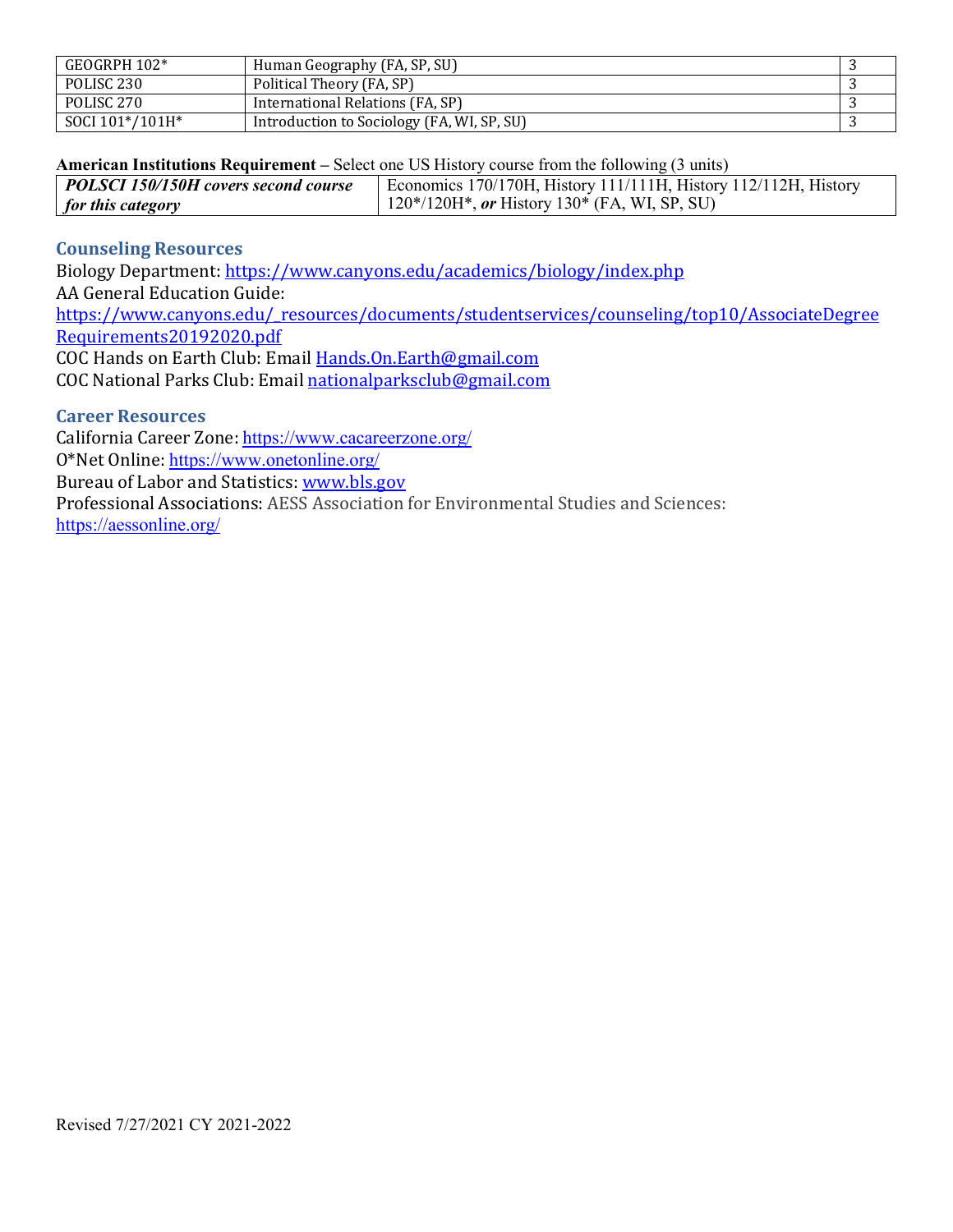| | | |
|---|---|---|
| GEOGRPH 102* | Human Geography (FA, SP, SU) | 3 |
| POLISC 230 | Political Theory (FA, SP) | 3 |
| POLISC 270 | International Relations (FA, SP) | 3 |
| SOCI 101*/101H* | Introduction to Sociology (FA, WI, SP, SU) | 3 |

**American Institutions Requirement** – Select one US History course from the following (3 units)

| | |
|---|---|
| ***POLSCI 150/150H covers second course for this category*** | Economics 170/170H, History 111/111H, History 112/112H, History 120*/120H*, ***or*** History 130* (FA, WI, SP, SU) |

## Counseling Resources

Biology Department: https://www.canyons.edu/academics/biology/index.php
AA General Education Guide:
https://www.canyons.edu/_resources/documents/studentservices/counseling/top10/AssociateDegreeRequirements20192020.pdf
COC Hands on Earth Club: Email Hands.On.Earth@gmail.com
COC National Parks Club: Email nationalparksclub@gmail.com

## Career Resources

California Career Zone: https://www.cacareerzone.org/
O*Net Online: https://www.onetonline.org/
Bureau of Labor and Statistics: www.bls.gov
Professional Associations: AESS Association for Environmental Studies and Sciences:
https://aessonline.org/

Revised 7/27/2021 CY 2021-2022